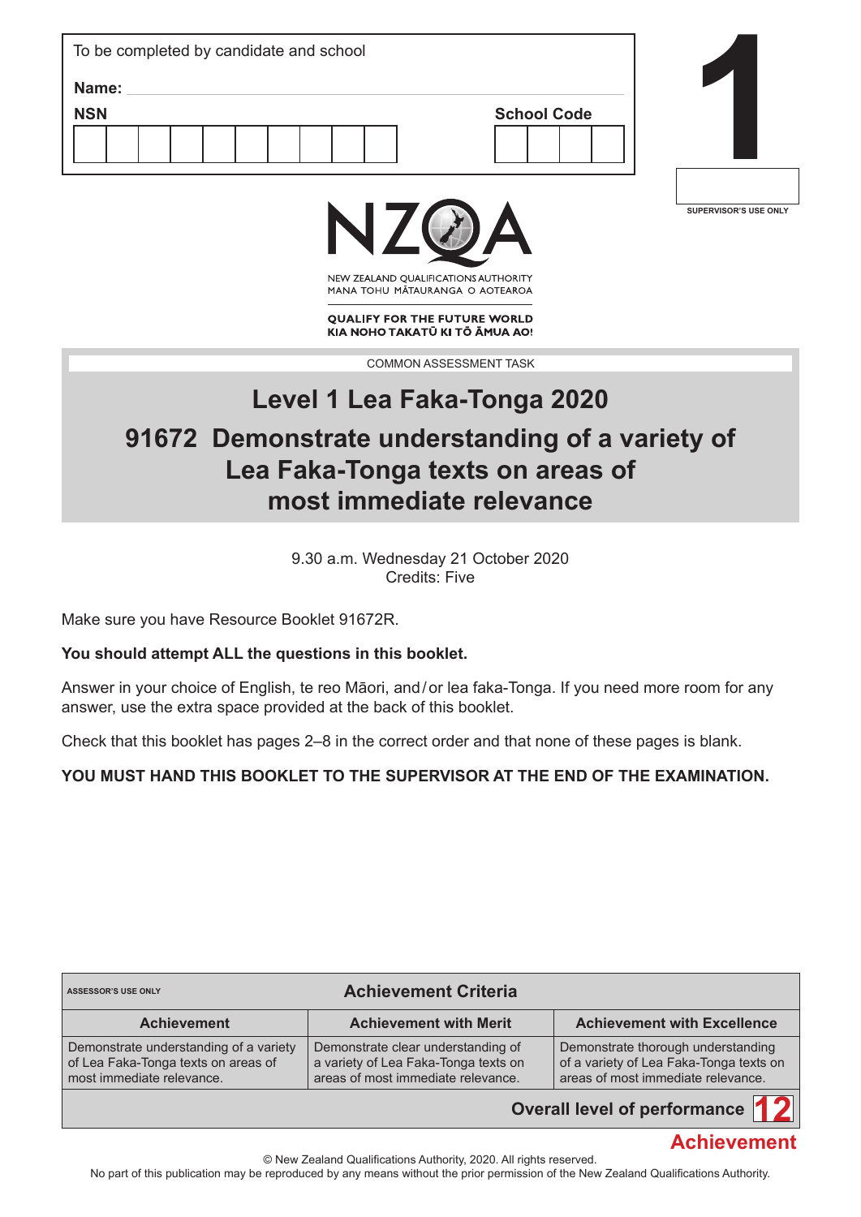To be completed by candidate and school

**Name:**

**NSN**

**School Code**

**1**

SUPERVISOR'S USE ONLY

NZQA

NEW ZEALAND QUALIFICATIONS AUTHORITY
MANA TOHU MĀTAURANGA O AOTEAROA

**QUALIFY FOR THE FUTURE WORLD**
**KIA NOHO TAKATŪ KI TŌ ĀMUA AO!**

COMMON ASSESSMENT TASK

# Level 1 Lea Faka-Tonga 2020

# 91672 Demonstrate understanding of a variety of Lea Faka-Tonga texts on areas of most immediate relevance

9.30 a.m. Wednesday 21 October 2020
Credits: Five

Make sure you have Resource Booklet 91672R.

**You should attempt ALL the questions in this booklet.**

Answer in your choice of English, te reo Māori, and / or lea faka-Tonga. If you need more room for any answer, use the extra space provided at the back of this booklet.

Check that this booklet has pages 2–8 in the correct order and that none of these pages is blank.

**YOU MUST HAND THIS BOOKLET TO THE SUPERVISOR AT THE END OF THE EXAMINATION.**

| ASSESSOR'S USE ONLY — Achievement Criteria | | |
|---|---|---|
| **Achievement** | **Achievement with Merit** | **Achievement with Excellence** |
| Demonstrate understanding of a variety of Lea Faka-Tonga texts on areas of most immediate relevance. | Demonstrate clear understanding of a variety of Lea Faka-Tonga texts on areas of most immediate relevance. | Demonstrate thorough understanding of a variety of Lea Faka-Tonga texts on areas of most immediate relevance. |
| | | **Overall level of performance** 12 |

Achievement

© New Zealand Qualifications Authority, 2020. All rights reserved.
No part of this publication may be reproduced by any means without the prior permission of the New Zealand Qualifications Authority.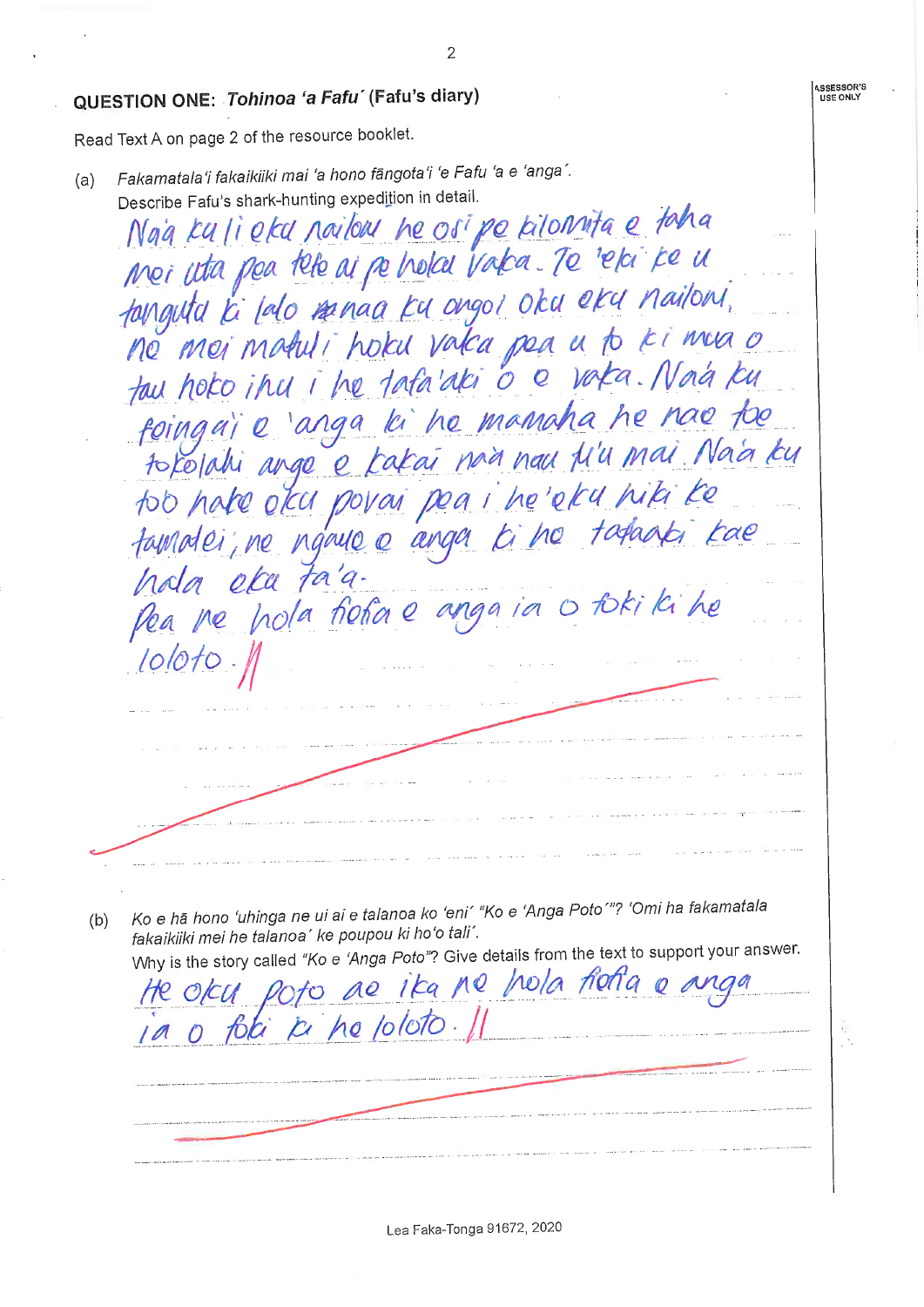## QUESTION ONE: *Tohinoa 'a Fafu'* (Fafu's diary)

Read Text A on page 2 of the resource booklet.

(a) *Fakamatala'i fakaikiiki mai 'a hono fāngota'i 'e Fafu 'a e 'anga'.*
Describe Fafu's shark-hunting expedition in detail.

Naá ku li eku nailou ne osi pe kilomita e taha mei uta pea tete ai pe hoku vaka. Te 'eku ke u tangutu ki lalo kanaa ku ongoi oku eku nailoni, ne mei matuli hoku vaka pea u to ki mua o tau hoko ihu i he tafa'aki o e vaka. Naá ku feingai e 'anga ki he mamaha ne nae toe tokolahi ange e kakai naa nau ui'u mai. Naá ku too hake oku povai pea i he'eku hiki ke tamatei, ne ngaue e anga ki he tafaaki kae hola eku ta'a.
Pea ne hola fiefia e anga ia o foki ki he loloto.

(b) *Ko e hā hono 'uhinga ne ui ai e talanoa ko 'eni' "Ko e 'Anga Poto'"? 'Omi ha fakamatala fakaikiikii mei he talanoa' ke poupou ki ho'o tali'.*
Why is the story called *"Ko e 'Anga Poto"*? Give details from the text to support your answer.

He oku poto ae ika ne hola fiefia e anga ia o foki ki he loloto.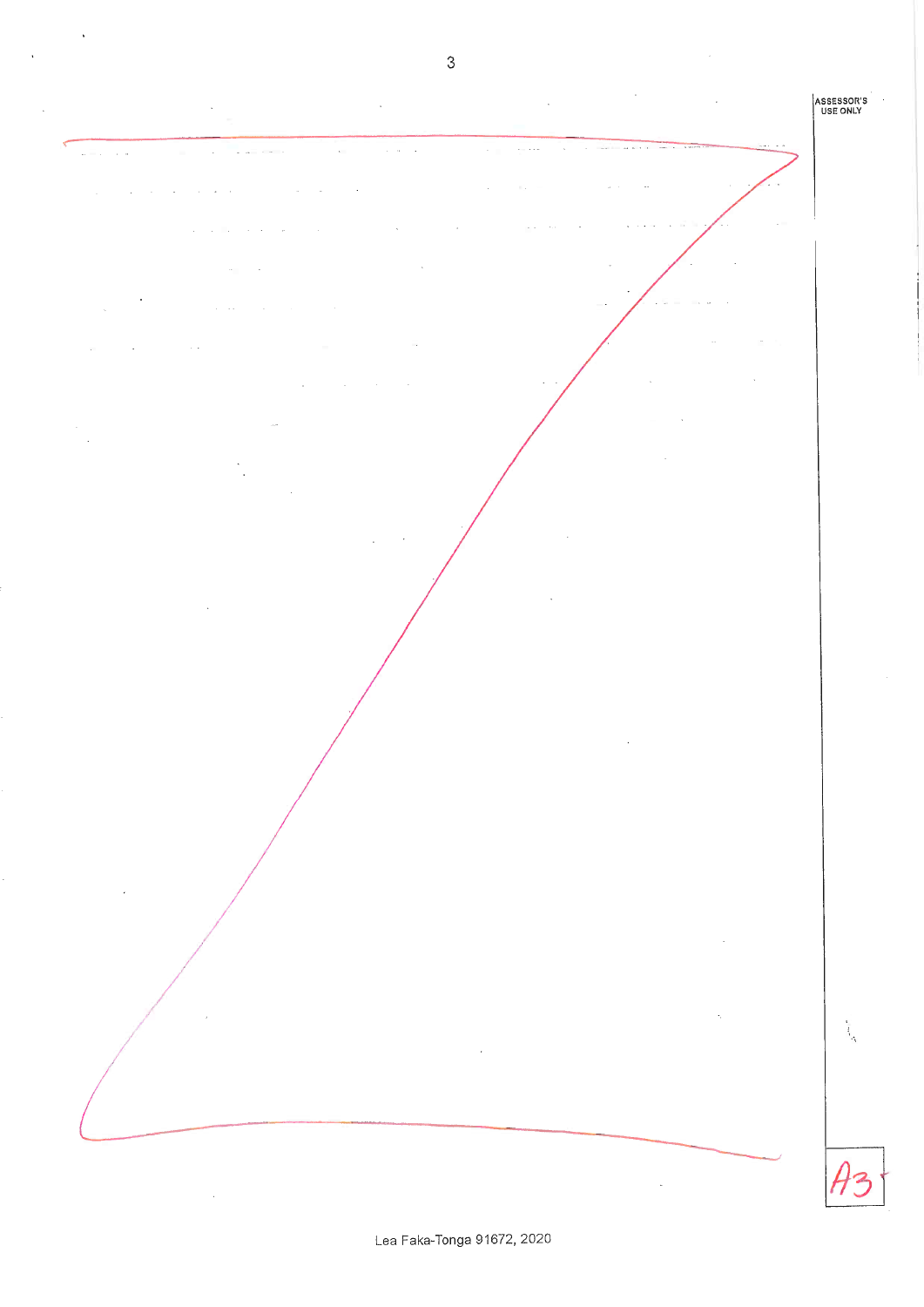ASSESSOR'S USE ONLY

A3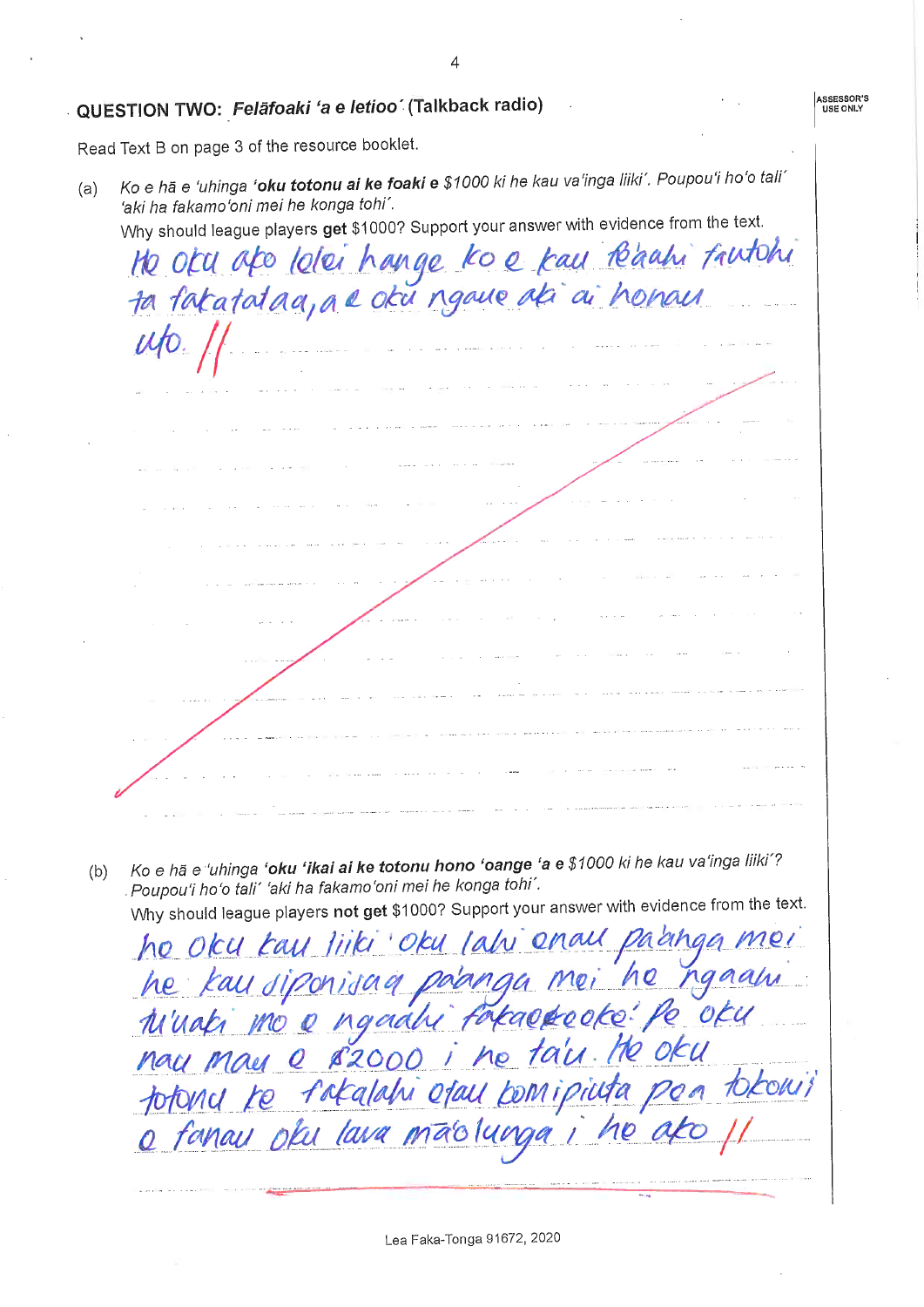## QUESTION TWO: *Felāfoaki 'a e letioo* (Talkback radio)

Read Text B on page 3 of the resource booklet.

(a) *Ko e hā e 'uhinga* ***'oku totonu ai ke foaki*** *e $1000 ki he kau va'inga liiki'. Poupou'i ho'o tali' 'aki ha fakamo'oni mei he konga tohi'.*

Why should league players **get** $1000? Support your answer with evidence from the text.

He oku ako lolei hange ko e kau tá'ahi fautohi ta fakatataa, a e oku ngaue aki ai honau uto. //

(b) *Ko e hā e 'uhinga* ***'oku 'ikai ai ke totonu hono 'oange*** *'a e $1000 ki he kau va'inga liiki'? Poupou'i ho'o tali' 'aki ha fakamo'oni mei he konga tohi'.*

Why should league players **not get** $1000? Support your answer with evidence from the text.

he oku kau liiki 'oku lahi enau pa'anga mei he kau siponisaa pa'anga mei he ngaahi tu'uaki mo e ngaahi fakaekeoke. Pe oku nau mau e $2000 i he ta'u. He oku totonu ke fakalahi e fau komipiuta pea tokoni'i e fanau oku lava mā'olunga i he ako //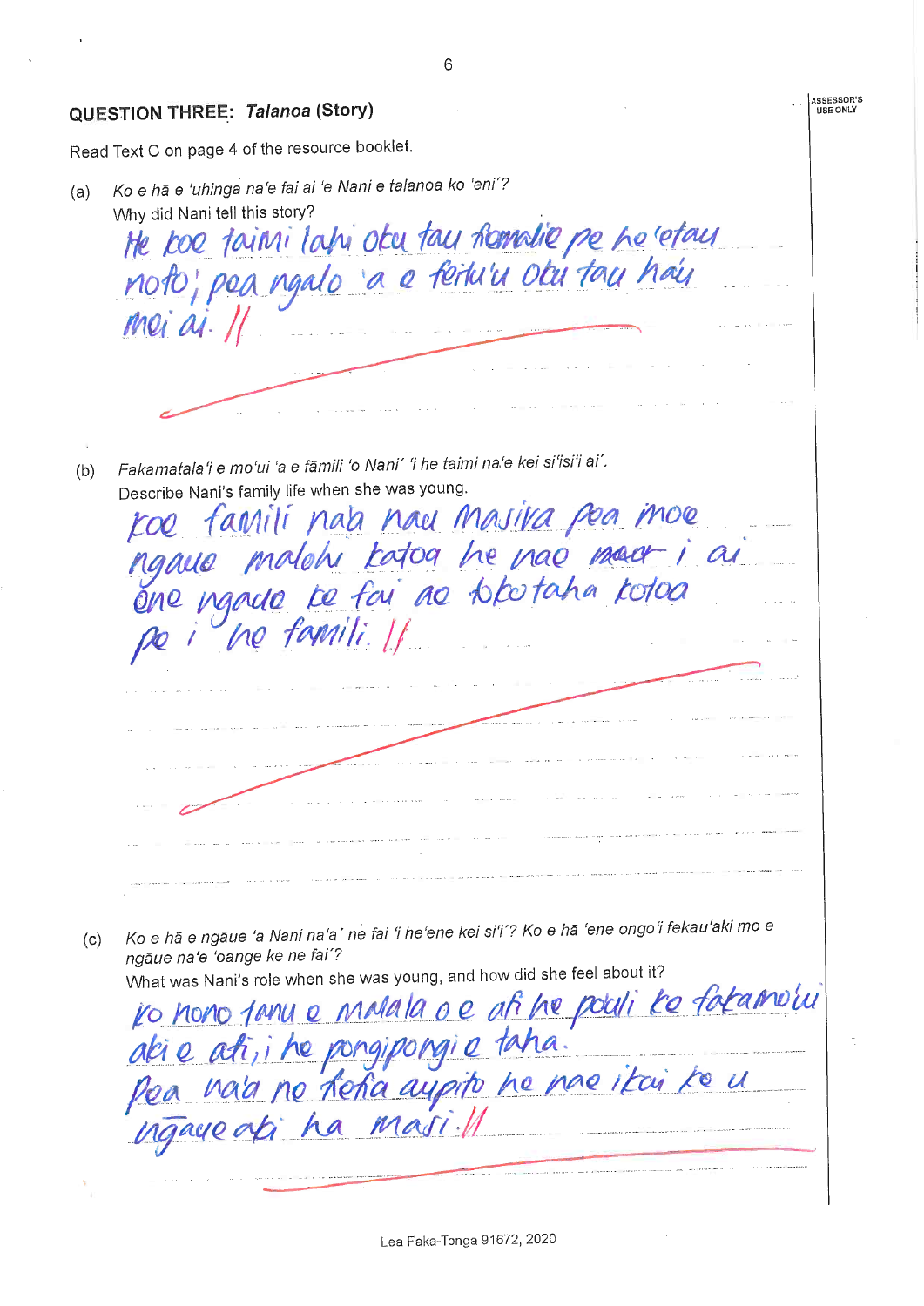## QUESTION THREE: *Talanoa* (Story)

Read Text C on page 4 of the resource booklet.

(a) *Ko e hā e 'uhinga na'e fai ai 'e Nani e talanoa ko 'eni'?*
Why did Nani tell this story?

He koe taimi lahi oku tau fomalie pe he'etau nofo; pea ngalo 'a e fiemu'u oku tau hau mei ai. //

(b) *Fakamatala'i e mo'ui 'a e fāmili 'o Nani' 'i he taimi na'e kei si'isi'i ai'.*
Describe Nani's family life when she was young.

koe famili naa nau masiva pea moe ngaue malohi katoa he nae ~~mea~~ i ai ene ngaue ke fai ae tokotaha katoa pe i he famili. //

(c) *Ko e hā e ngāue 'a Nani na'a' ne fai 'i he'ene kei si'i'? Ko e hā 'ene ongo'i fekau'aki mo e ngāue na'e 'oange ke ne fai'?*
What was Nani's role when she was young, and how did she feel about it?

ko hono tanu e malala o e afi he pouli ke fakamo'ui aki e afi; i he pongipongi e taha.
Pea na'a ne fiefia aupito he nae ikai ke u ngaue aki ha masi. //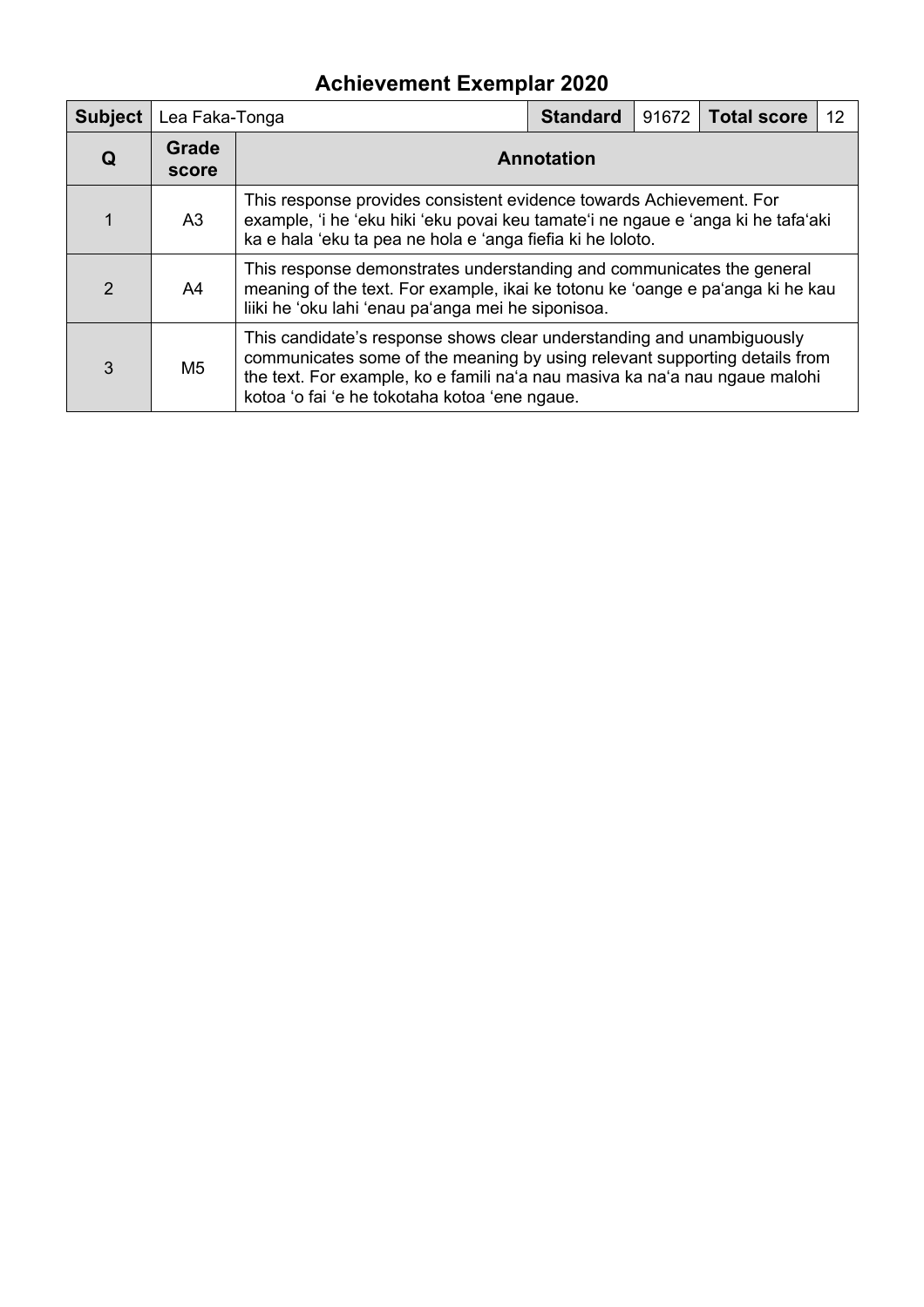# Achievement Exemplar 2020

| Subject | Lea Faka-Tonga | Standard | 91672 | Total score | 12 |
|---|---|---|---|---|---|
| **Q** | **Grade score** | **Annotation** | | | |
| 1 | A3 | This response provides consistent evidence towards Achievement. For example, ‘i he ‘eku hiki ‘eku povai keu tamate‘i ne ngaue e ‘anga ki he tafa‘aki ka e hala ‘eku ta pea ne hola e ‘anga fiefia ki he loloto. | | | |
| 2 | A4 | This response demonstrates understanding and communicates the general meaning of the text. For example, ikai ke totonu ke ‘oange e pa‘anga ki he kau liiki he ‘oku lahi ‘enau pa‘anga mei he siponisoa. | | | |
| 3 | M5 | This candidate’s response shows clear understanding and unambiguously communicates some of the meaning by using relevant supporting details from the text. For example, ko e famili na‘a nau masiva ka na‘a nau ngaue malohi kotoa ‘o fai ‘e he tokotaha kotoa ‘ene ngaue. | | | |